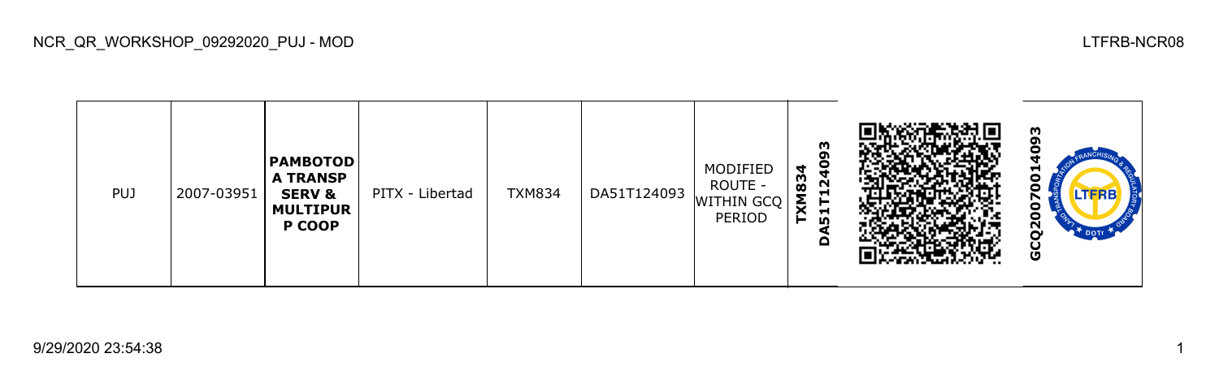NCR_QR_WORKSHOP_09292020_PUJ - MOD

LTFRB-NCR08

| PUJ | 2007-03951 | **PAMBOTODA TRANSP SERV & MULTIPURP COOP** | PITX - Libertad | TXM834 | DA51T124093 | MODIFIED ROUTE - WITHIN GCQ PERIOD | **TXM834 DA51T124093** | | **GCQ20070014093** |
|---|---|---|---|---|---|---|---|---|---|

9/29/2020 23:54:38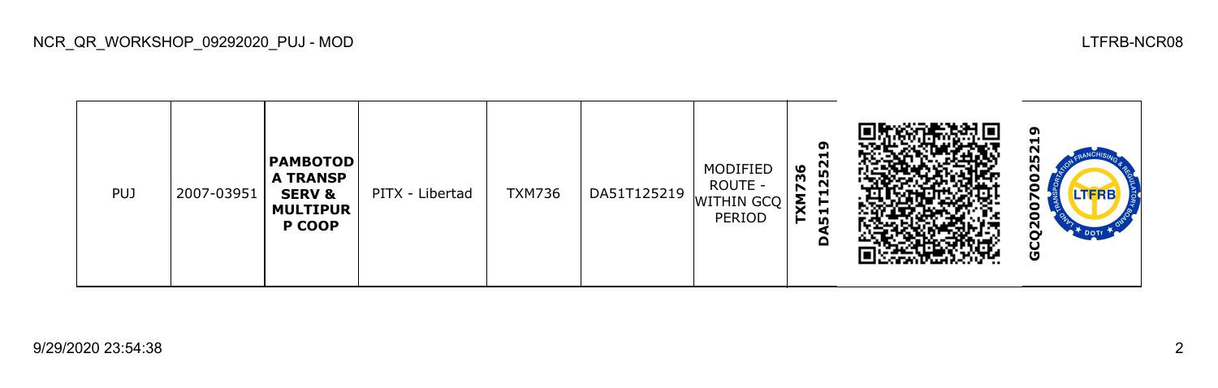| PUJ | 2007-03951 | **PAMBOTOD A TRANSP SERV & MULTIPUR P COOP** | PITX - Libertad | TXM736 | DA51T125219 | MODIFIED ROUTE - WITHIN GCQ PERIOD | **TXM736 DA51T125219** | | **GCQ2007002521​9** |
|---|---|---|---|---|---|---|---|---|---|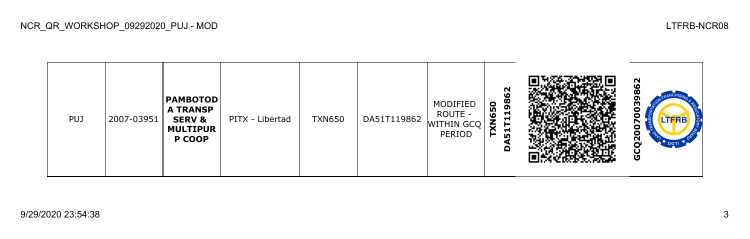| PUJ | 2007-03951 | **PAMBOTOD A TRANSP SERV & MULTIPUR P COOP** | PITX - Libertad | TXN650 | DA51T119862 | MODIFIED ROUTE - WITHIN GCQ PERIOD | **TXN650 DA51T119862** | | **GCQ2007039862** |
|---|---|---|---|---|---|---|---|---|---|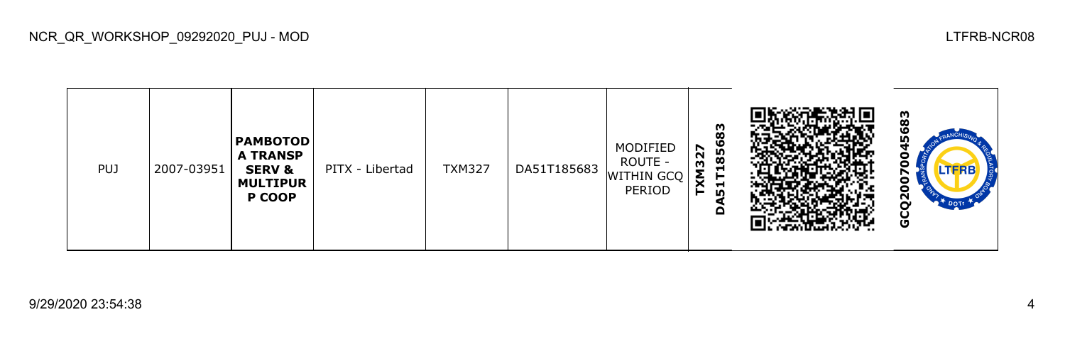| PUJ | 2007-03951 | **PAMBOTOD A TRANSP SERV & MULTIPUR P COOP** | PITX - Libertad | TXM327 | DA51T185683 | MODIFIED ROUTE - WITHIN GCQ PERIOD | **TXM327 DA51T185683** | | **GCQ200700045683** |
|---|---|---|---|---|---|---|---|---|---|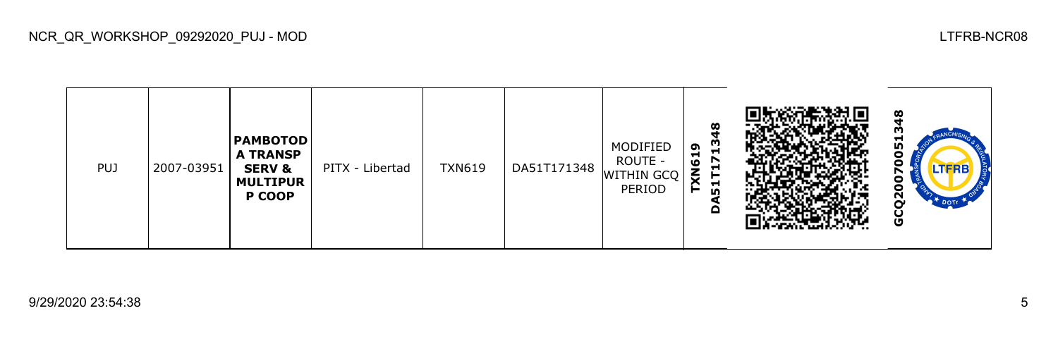| PUJ | 2007-03951 | **PAMBOTOD A TRANSP SERV & MULTIPUR P COOP** | PITX - Libertad | TXN619 | DA51T171348 | MODIFIED ROUTE - WITHIN GCQ PERIOD | **TXN619 DA51T171348** | | **GCQ200700051348** |
|---|---|---|---|---|---|---|---|---|---|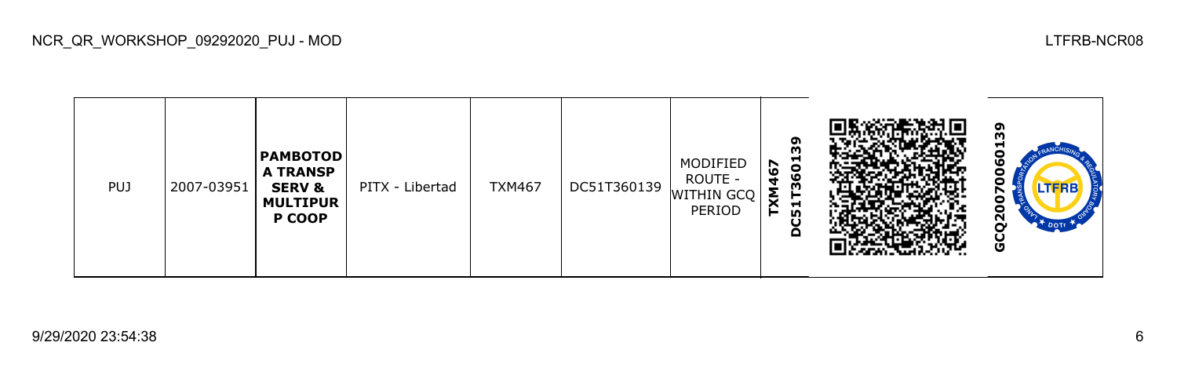| PUJ | 2007-03951 | **PAMBOTOD A TRANSP SERV & MULTIPUR P COOP** | PITX - Libertad | TXM467 | DC51T360139 | MODIFIED ROUTE - WITHIN GCQ PERIOD | **TXM467 DC51T360139** | | **GCQ2007060139** |
|---|---|---|---|---|---|---|---|---|---|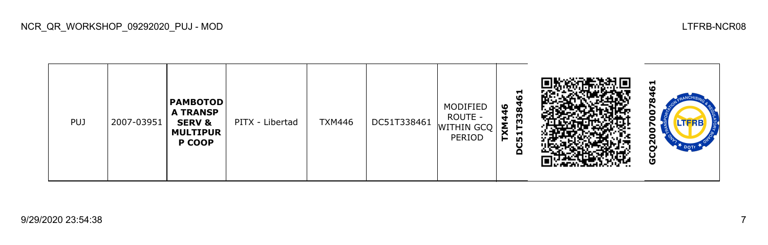| PUJ | 2007-03951 | **PAMBOTOD A TRANSP SERV & MULTIPUR P COOP** | PITX - Libertad | TXM446 | DC51T338461 | MODIFIED ROUTE - WITHIN GCQ PERIOD | **TXM446 DC51T338461** | | **GCQ20070078461** |
|---|---|---|---|---|---|---|---|---|---|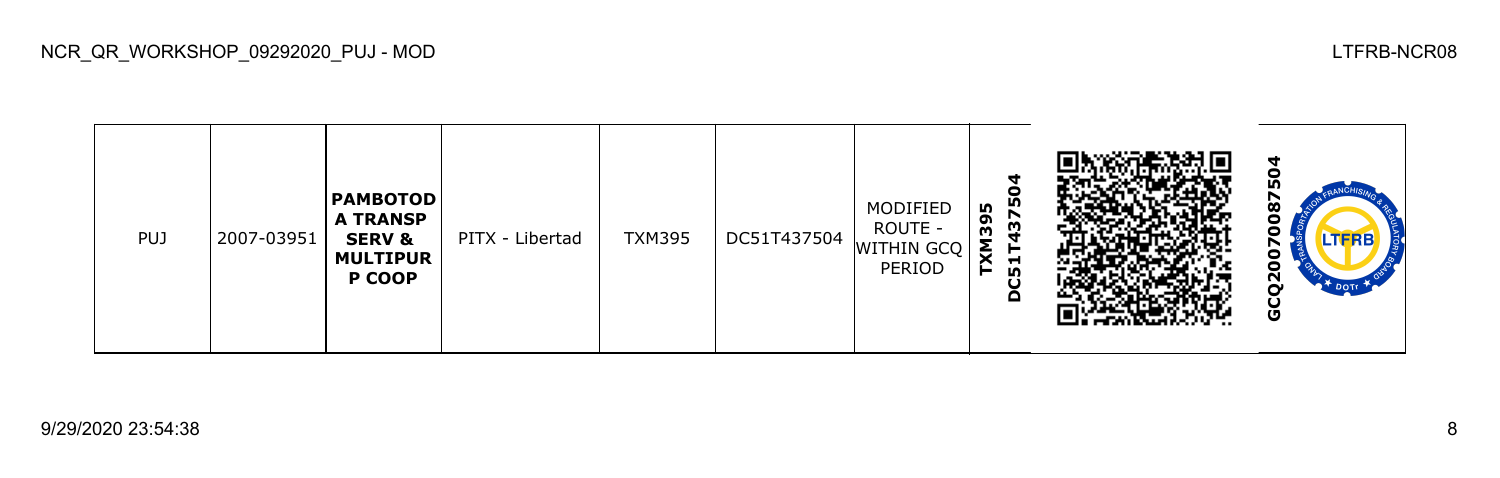| PUJ | 2007-03951 | **PAMBOTOD A TRANSP SERV & MULTIPUR P COOP** | PITX - Libertad | TXM395 | DC51T437504 | MODIFIED ROUTE - WITHIN GCQ PERIOD | **TXM395 DC51T437504** | | **GCQ2007008750​4** |
|---|---|---|---|---|---|---|---|---|---|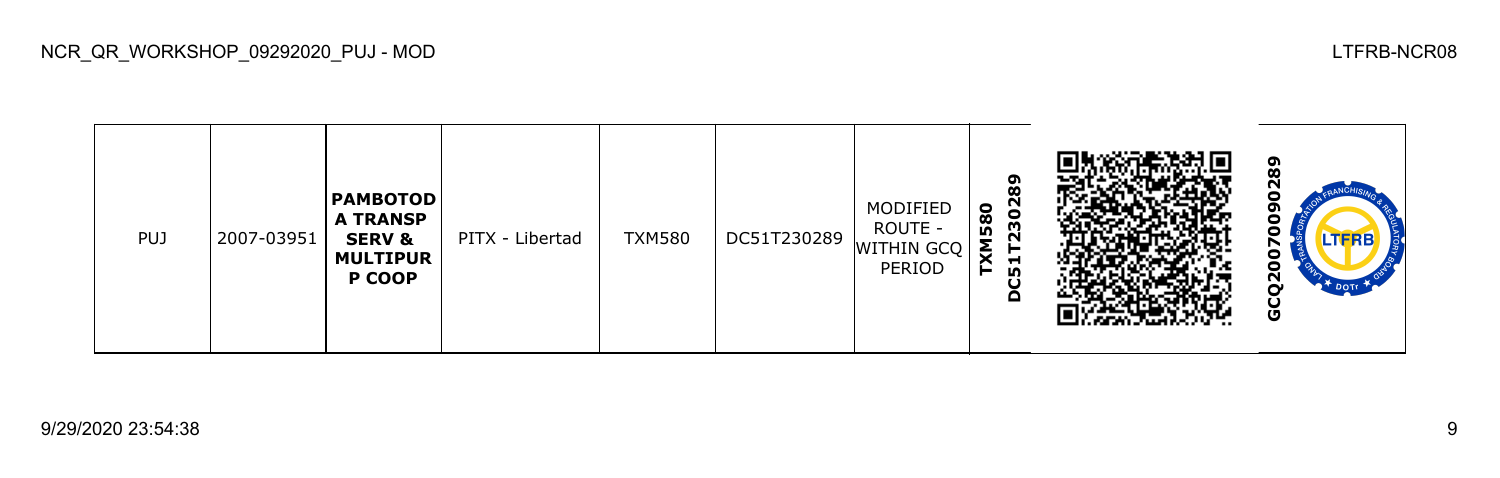| PUJ | 2007-03951 | **PAMBOTOD A TRANSP SERV & MULTIPUR P COOP** | PITX - Libertad | TXM580 | DC51T230289 | MODIFIED ROUTE - WITHIN GCQ PERIOD | **TXM580 DC51T230289** | | **GCQ200700090289** |
|---|---|---|---|---|---|---|---|---|---|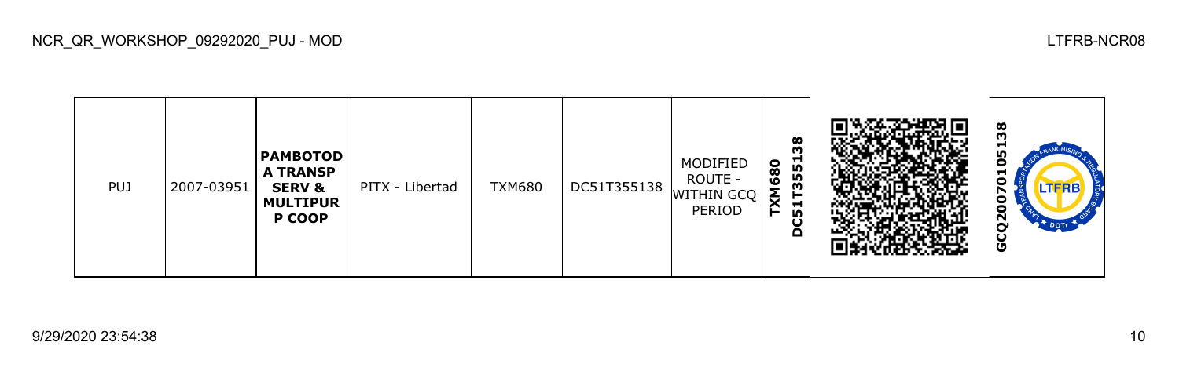| PUJ | 2007-03951 | **PAMBOTOD A TRANSP SERV & MULTIPUR P COOP** | PITX - Libertad | TXM680 | DC51T355138 | MODIFIED ROUTE - WITHIN GCQ PERIOD | **TXM680 DC51T355138** | | **GCQ2007010513 8** |
|---|---|---|---|---|---|---|---|---|---|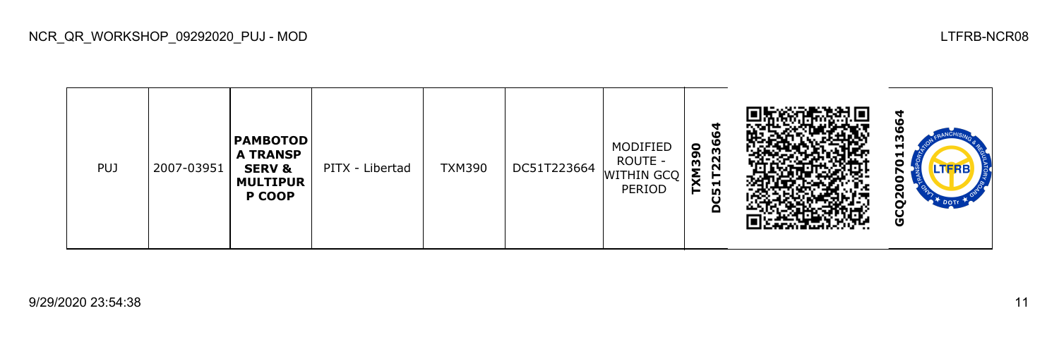NCR_QR_WORKSHOP_09292020_PUJ - MOD

LTFRB-NCR08

| PUJ | 2007-03951 | **PAMBOTODA TRANSP SERV & MULTIPURP COOP** | PITX - Libertad | TXM390 | DC51T223664 | MODIFIED ROUTE - WITHIN GCQ PERIOD | **TXM390 DC51T223664** | | **GCQ2007011366​4** |
|---|---|---|---|---|---|---|---|---|---|

9/29/2020 23:54:38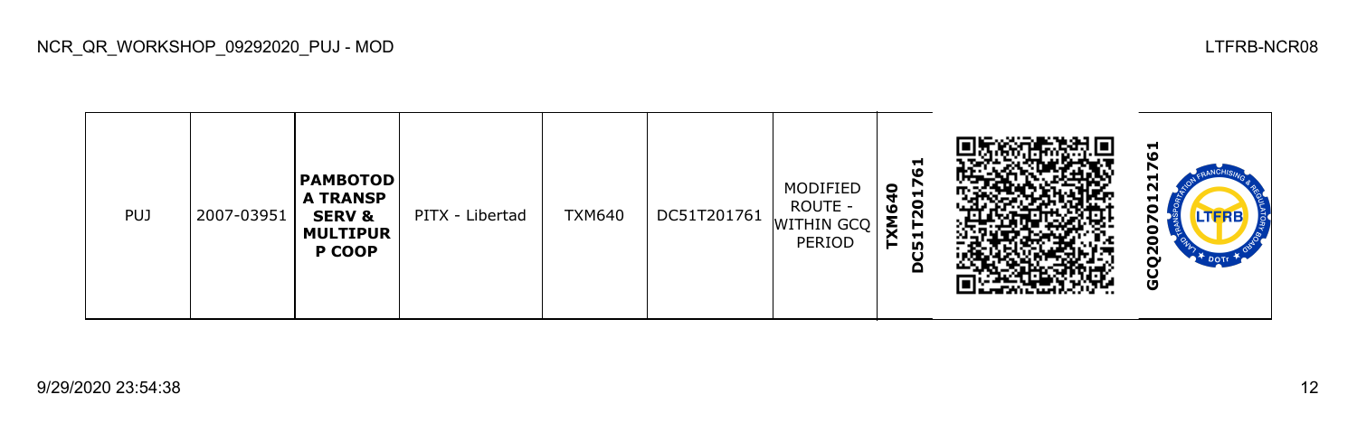| PUJ | 2007-03951 | **PAMBOTOD A TRANSP SERV & MULTIPUR P COOP** | PITX - Libertad | TXM640 | DC51T201761 | MODIFIED ROUTE - WITHIN GCQ PERIOD | **TXM640 DC51T201761** | | **GCQ20070121761** |
|---|---|---|---|---|---|---|---|---|---|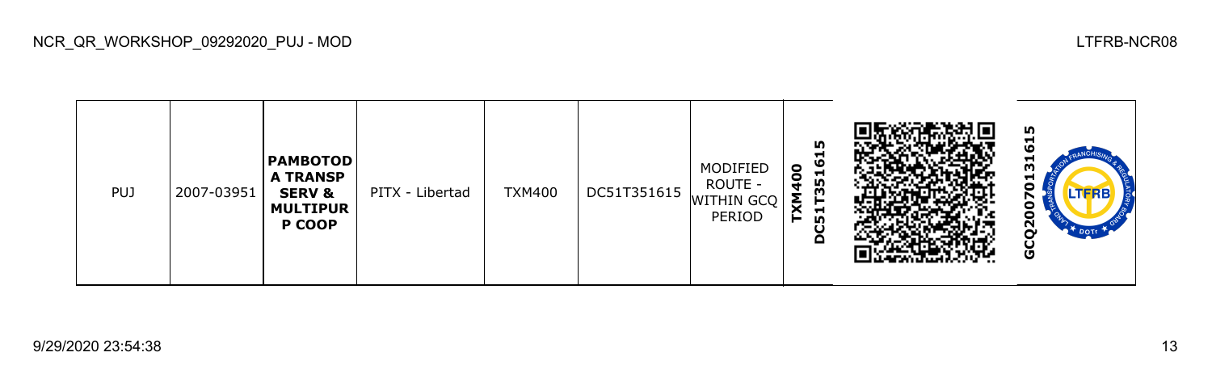| PUJ | 2007-03951 | **PAMBOTOD A TRANSP SERV & MULTIPUR P COOP** | PITX - Libertad | TXM400 | DC51T351615 | MODIFIED ROUTE - WITHIN GCQ PERIOD | **TXM400 DC51T351615** | | **GCQ2007013161 5** |
|---|---|---|---|---|---|---|---|---|---|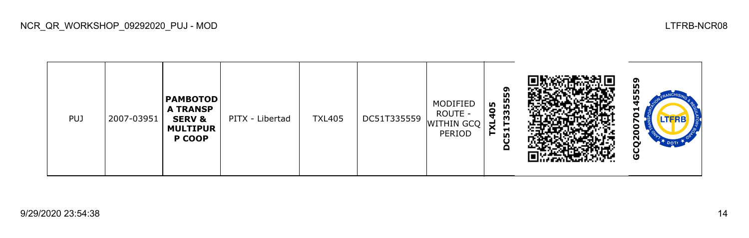| PUJ | 2007-03951 | **PAMBOTODA TRANSP SERV & MULTIPURP COOP** | PITX - Libertad | TXL405 | DC51T335559 | MODIFIED ROUTE - WITHIN GCQ PERIOD | **TXL405 DC51T335559** | | **GCQ200701455559** |
|---|---|---|---|---|---|---|---|---|---|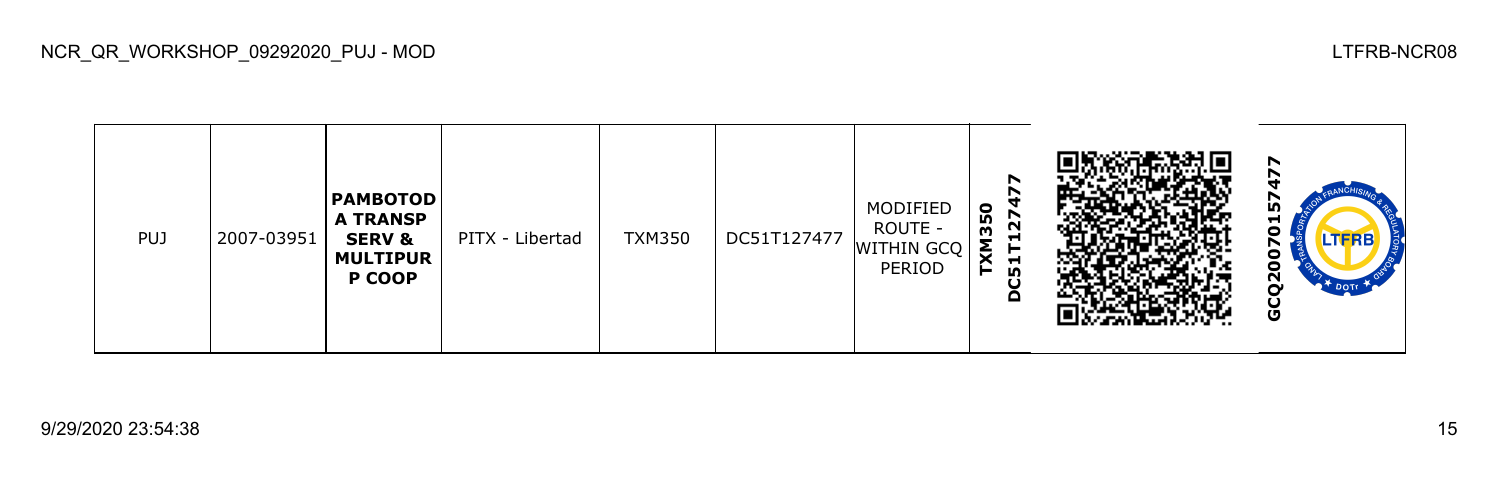| PUJ | 2007-03951 | **PAMBOTODA TRANSP SERV & MULTIPURP COOP** | PITX - Libertad | TXM350 | DC51T127477 | MODIFIED ROUTE - WITHIN GCQ PERIOD | **TXM350 DC51T127477** | | **GCQ20070157477** |
|---|---|---|---|---|---|---|---|---|---|